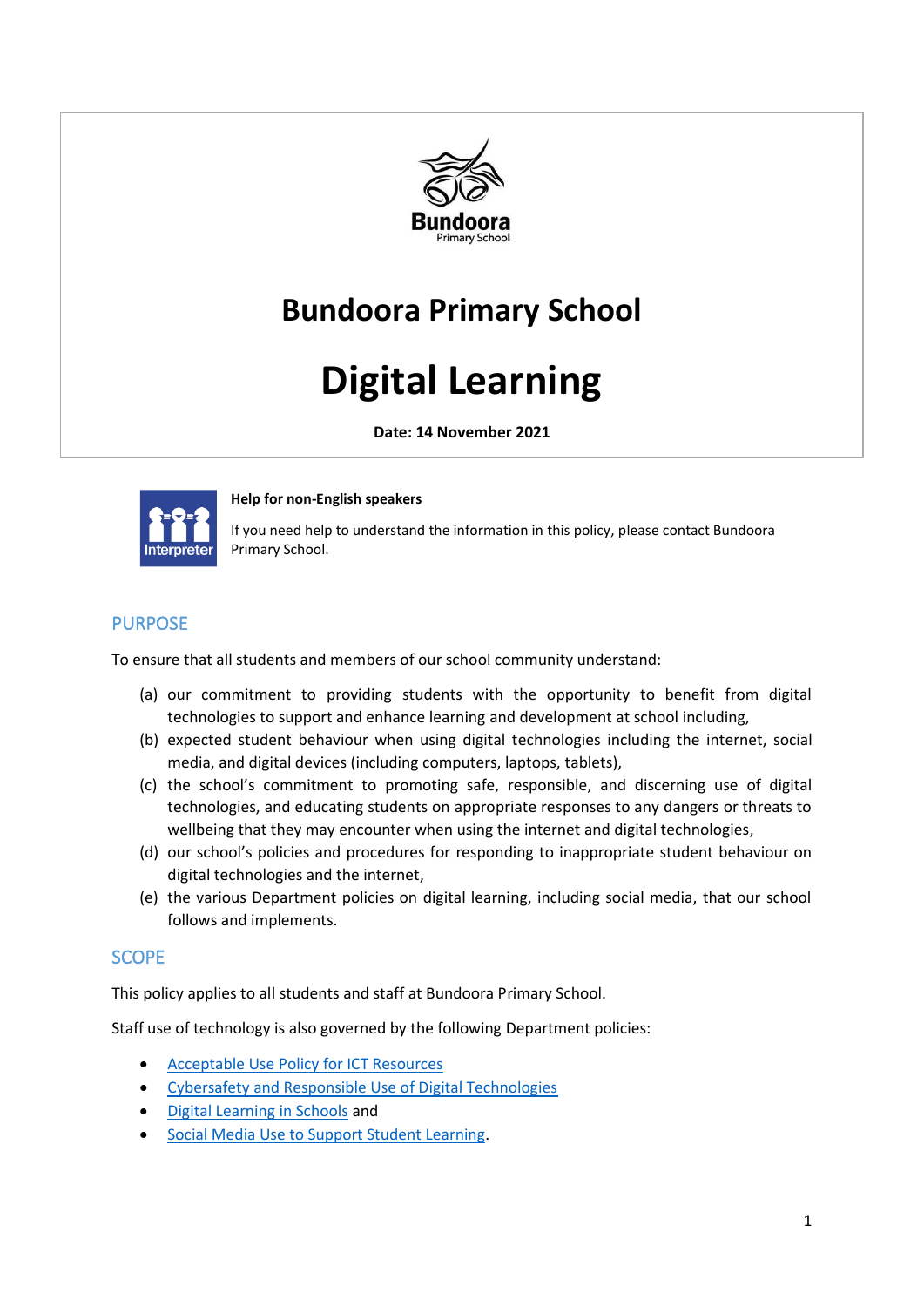# Bundoora Primary School

# Digital Learning

**Date: 14 November 2021**

**Help for non-English speakers**

If you need help to understand the information in this policy, please contact Bundoora Primary School.

## PURPOSE

To ensure that all students and members of our school community understand:

(a) our commitment to providing students with the opportunity to benefit from digital technologies to support and enhance learning and development at school including,

(b) expected student behaviour when using digital technologies including the internet, social media, and digital devices (including computers, laptops, tablets),

(c) the school's commitment to promoting safe, responsible, and discerning use of digital technologies, and educating students on appropriate responses to any dangers or threats to wellbeing that they may encounter when using the internet and digital technologies,

(d) our school's policies and procedures for responding to inappropriate student behaviour on digital technologies and the internet,

(e) the various Department policies on digital learning, including social media, that our school follows and implements.

## SCOPE

This policy applies to all students and staff at Bundoora Primary School.

Staff use of technology is also governed by the following Department policies:

- Acceptable Use Policy for ICT Resources
- Cybersafety and Responsible Use of Digital Technologies
- Digital Learning in Schools and
- Social Media Use to Support Student Learning.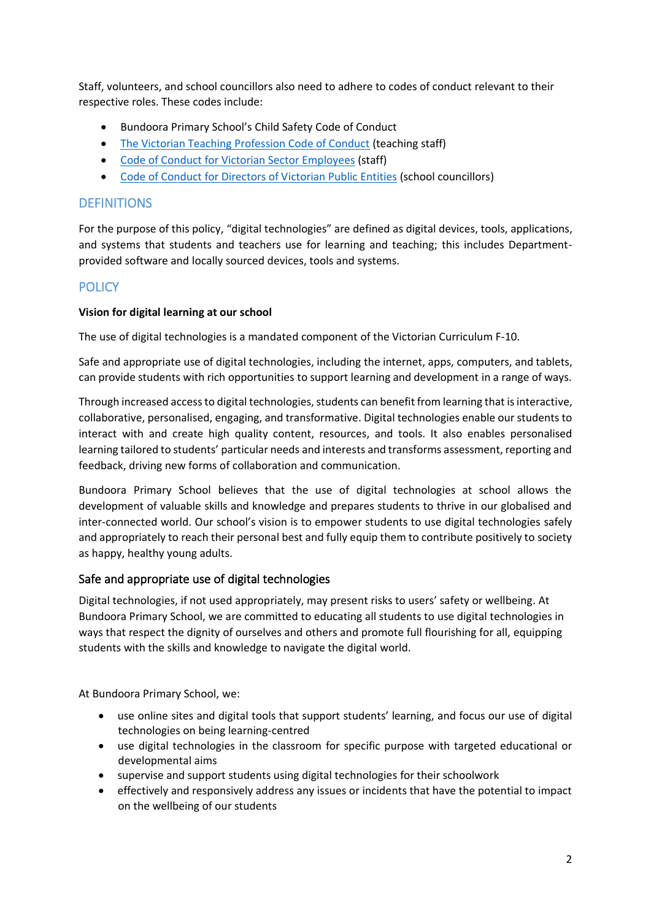Staff, volunteers, and school councillors also need to adhere to codes of conduct relevant to their respective roles. These codes include:

- Bundoora Primary School's Child Safety Code of Conduct
- The Victorian Teaching Profession Code of Conduct (teaching staff)
- Code of Conduct for Victorian Sector Employees (staff)
- Code of Conduct for Directors of Victorian Public Entities (school councillors)

## DEFINITIONS

For the purpose of this policy, "digital technologies" are defined as digital devices, tools, applications, and systems that students and teachers use for learning and teaching; this includes Department-provided software and locally sourced devices, tools and systems.

## POLICY

**Vision for digital learning at our school**

The use of digital technologies is a mandated component of the Victorian Curriculum F-10.

Safe and appropriate use of digital technologies, including the internet, apps, computers, and tablets, can provide students with rich opportunities to support learning and development in a range of ways.

Through increased access to digital technologies, students can benefit from learning that is interactive, collaborative, personalised, engaging, and transformative. Digital technologies enable our students to interact with and create high quality content, resources, and tools. It also enables personalised learning tailored to students' particular needs and interests and transforms assessment, reporting and feedback, driving new forms of collaboration and communication.

Bundoora Primary School believes that the use of digital technologies at school allows the development of valuable skills and knowledge and prepares students to thrive in our globalised and inter-connected world. Our school's vision is to empower students to use digital technologies safely and appropriately to reach their personal best and fully equip them to contribute positively to society as happy, healthy young adults.

### Safe and appropriate use of digital technologies

Digital technologies, if not used appropriately, may present risks to users' safety or wellbeing. At Bundoora Primary School, we are committed to educating all students to use digital technologies in ways that respect the dignity of ourselves and others and promote full flourishing for all, equipping students with the skills and knowledge to navigate the digital world.

At Bundoora Primary School, we:

- use online sites and digital tools that support students' learning, and focus our use of digital technologies on being learning-centred
- use digital technologies in the classroom for specific purpose with targeted educational or developmental aims
- supervise and support students using digital technologies for their schoolwork
- effectively and responsively address any issues or incidents that have the potential to impact on the wellbeing of our students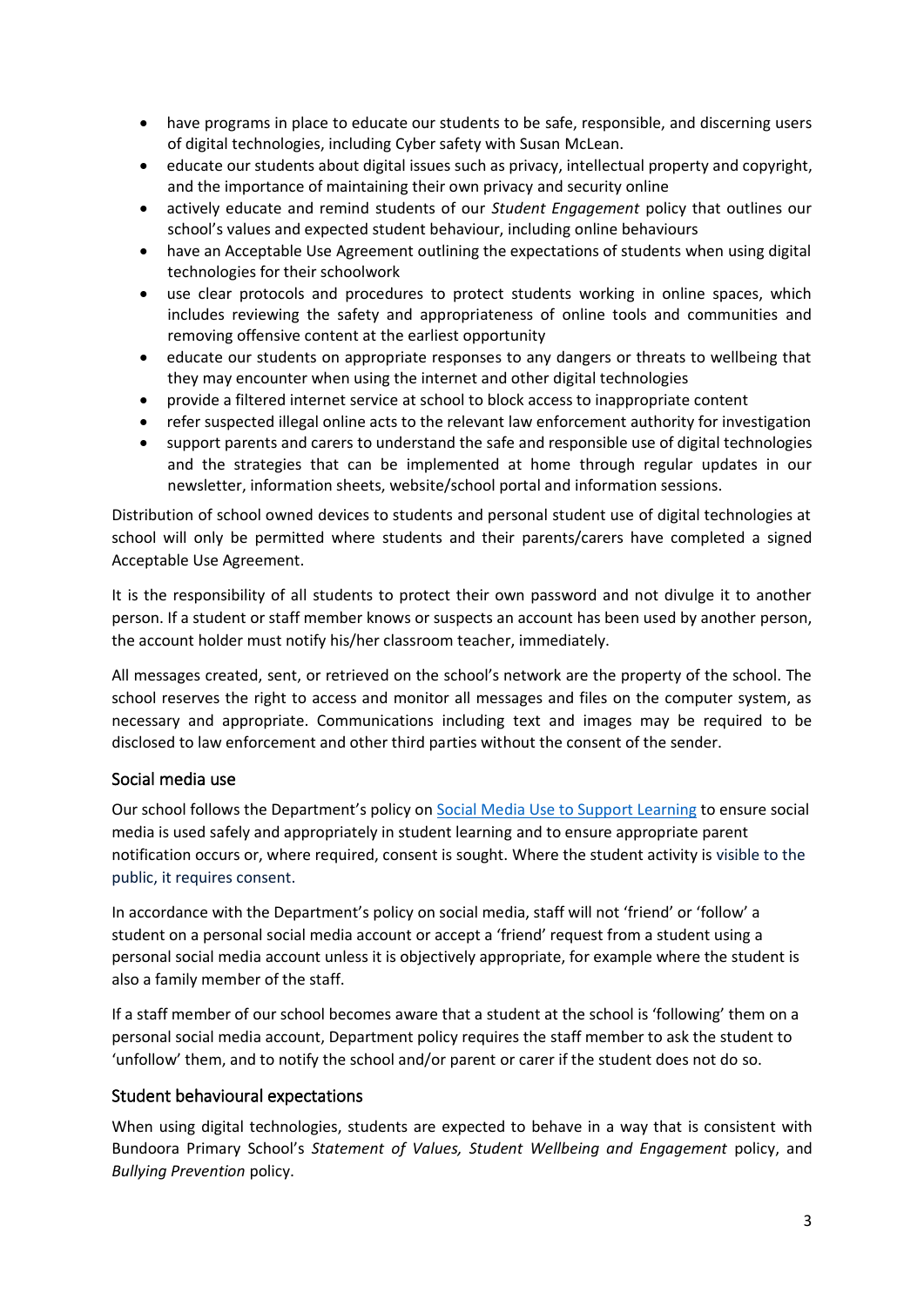- have programs in place to educate our students to be safe, responsible, and discerning users of digital technologies, including Cyber safety with Susan McLean.
- educate our students about digital issues such as privacy, intellectual property and copyright, and the importance of maintaining their own privacy and security online
- actively educate and remind students of our *Student Engagement* policy that outlines our school's values and expected student behaviour, including online behaviours
- have an Acceptable Use Agreement outlining the expectations of students when using digital technologies for their schoolwork
- use clear protocols and procedures to protect students working in online spaces, which includes reviewing the safety and appropriateness of online tools and communities and removing offensive content at the earliest opportunity
- educate our students on appropriate responses to any dangers or threats to wellbeing that they may encounter when using the internet and other digital technologies
- provide a filtered internet service at school to block access to inappropriate content
- refer suspected illegal online acts to the relevant law enforcement authority for investigation
- support parents and carers to understand the safe and responsible use of digital technologies and the strategies that can be implemented at home through regular updates in our newsletter, information sheets, website/school portal and information sessions.

Distribution of school owned devices to students and personal student use of digital technologies at school will only be permitted where students and their parents/carers have completed a signed Acceptable Use Agreement.

It is the responsibility of all students to protect their own password and not divulge it to another person. If a student or staff member knows or suspects an account has been used by another person, the account holder must notify his/her classroom teacher, immediately.

All messages created, sent, or retrieved on the school's network are the property of the school. The school reserves the right to access and monitor all messages and files on the computer system, as necessary and appropriate. Communications including text and images may be required to be disclosed to law enforcement and other third parties without the consent of the sender.

## Social media use

Our school follows the Department's policy on [Social Media Use to Support Learning] to ensure social media is used safely and appropriately in student learning and to ensure appropriate parent notification occurs or, where required, consent is sought. Where the student activity is visible to the public, it requires consent.

In accordance with the Department's policy on social media, staff will not 'friend' or 'follow' a student on a personal social media account or accept a 'friend' request from a student using a personal social media account unless it is objectively appropriate, for example where the student is also a family member of the staff.

If a staff member of our school becomes aware that a student at the school is 'following' them on a personal social media account, Department policy requires the staff member to ask the student to 'unfollow' them, and to notify the school and/or parent or carer if the student does not do so.

## Student behavioural expectations

When using digital technologies, students are expected to behave in a way that is consistent with Bundoora Primary School's *Statement of Values, Student Wellbeing and Engagement* policy, and *Bullying Prevention* policy.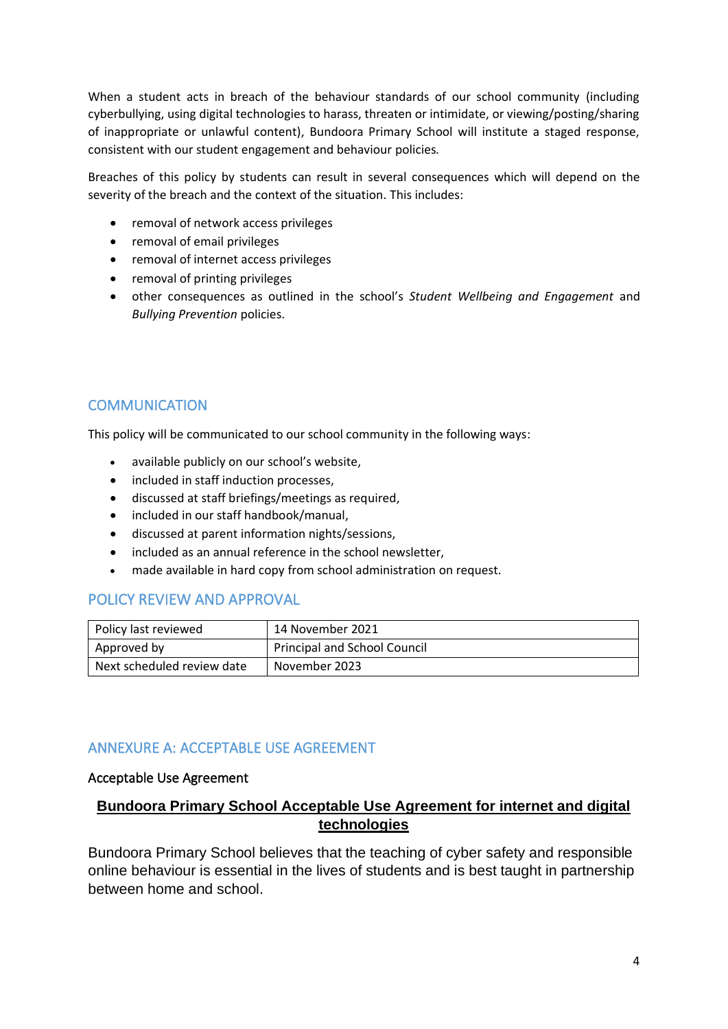When a student acts in breach of the behaviour standards of our school community (including cyberbullying, using digital technologies to harass, threaten or intimidate, or viewing/posting/sharing of inappropriate or unlawful content), Bundoora Primary School will institute a staged response, consistent with our student engagement and behaviour policies.

Breaches of this policy by students can result in several consequences which will depend on the severity of the breach and the context of the situation. This includes:

- removal of network access privileges
- removal of email privileges
- removal of internet access privileges
- removal of printing privileges
- other consequences as outlined in the school's *Student Wellbeing and Engagement* and *Bullying Prevention* policies.

## COMMUNICATION

This policy will be communicated to our school community in the following ways:

- available publicly on our school's website,
- included in staff induction processes,
- discussed at staff briefings/meetings as required,
- included in our staff handbook/manual,
- discussed at parent information nights/sessions,
- included as an annual reference in the school newsletter,
- made available in hard copy from school administration on request.

## POLICY REVIEW AND APPROVAL

| Policy last reviewed | 14 November 2021 |
|---|---|
| Approved by | Principal and School Council |
| Next scheduled review date | November 2023 |

## ANNEXURE A: ACCEPTABLE USE AGREEMENT

Acceptable Use Agreement

### **Bundoora Primary School Acceptable Use Agreement for internet and digital technologies**

Bundoora Primary School believes that the teaching of cyber safety and responsible online behaviour is essential in the lives of students and is best taught in partnership between home and school.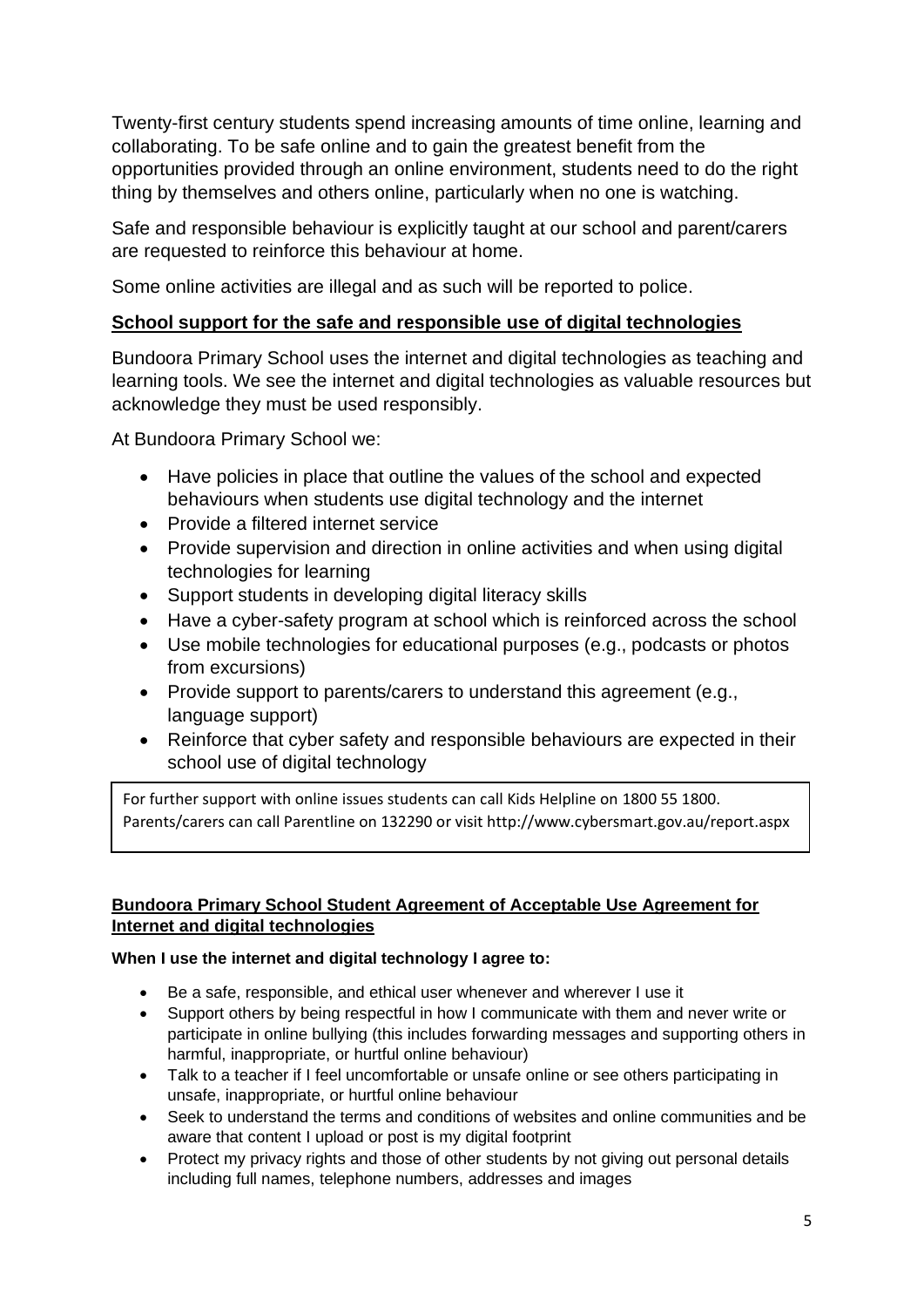Twenty-first century students spend increasing amounts of time online, learning and collaborating. To be safe online and to gain the greatest benefit from the opportunities provided through an online environment, students need to do the right thing by themselves and others online, particularly when no one is watching.

Safe and responsible behaviour is explicitly taught at our school and parent/carers are requested to reinforce this behaviour at home.

Some online activities are illegal and as such will be reported to police.

## School support for the safe and responsible use of digital technologies

Bundoora Primary School uses the internet and digital technologies as teaching and learning tools. We see the internet and digital technologies as valuable resources but acknowledge they must be used responsibly.

At Bundoora Primary School we:

- Have policies in place that outline the values of the school and expected behaviours when students use digital technology and the internet
- Provide a filtered internet service
- Provide supervision and direction in online activities and when using digital technologies for learning
- Support students in developing digital literacy skills
- Have a cyber-safety program at school which is reinforced across the school
- Use mobile technologies for educational purposes (e.g., podcasts or photos from excursions)
- Provide support to parents/carers to understand this agreement (e.g., language support)
- Reinforce that cyber safety and responsible behaviours are expected in their school use of digital technology

For further support with online issues students can call Kids Helpline on 1800 55 1800. Parents/carers can call Parentline on 132290 or visit http://www.cybersmart.gov.au/report.aspx

### Bundoora Primary School Student Agreement of Acceptable Use Agreement for Internet and digital technologies

**When I use the internet and digital technology I agree to:**

- Be a safe, responsible, and ethical user whenever and wherever I use it
- Support others by being respectful in how I communicate with them and never write or participate in online bullying (this includes forwarding messages and supporting others in harmful, inappropriate, or hurtful online behaviour)
- Talk to a teacher if I feel uncomfortable or unsafe online or see others participating in unsafe, inappropriate, or hurtful online behaviour
- Seek to understand the terms and conditions of websites and online communities and be aware that content I upload or post is my digital footprint
- Protect my privacy rights and those of other students by not giving out personal details including full names, telephone numbers, addresses and images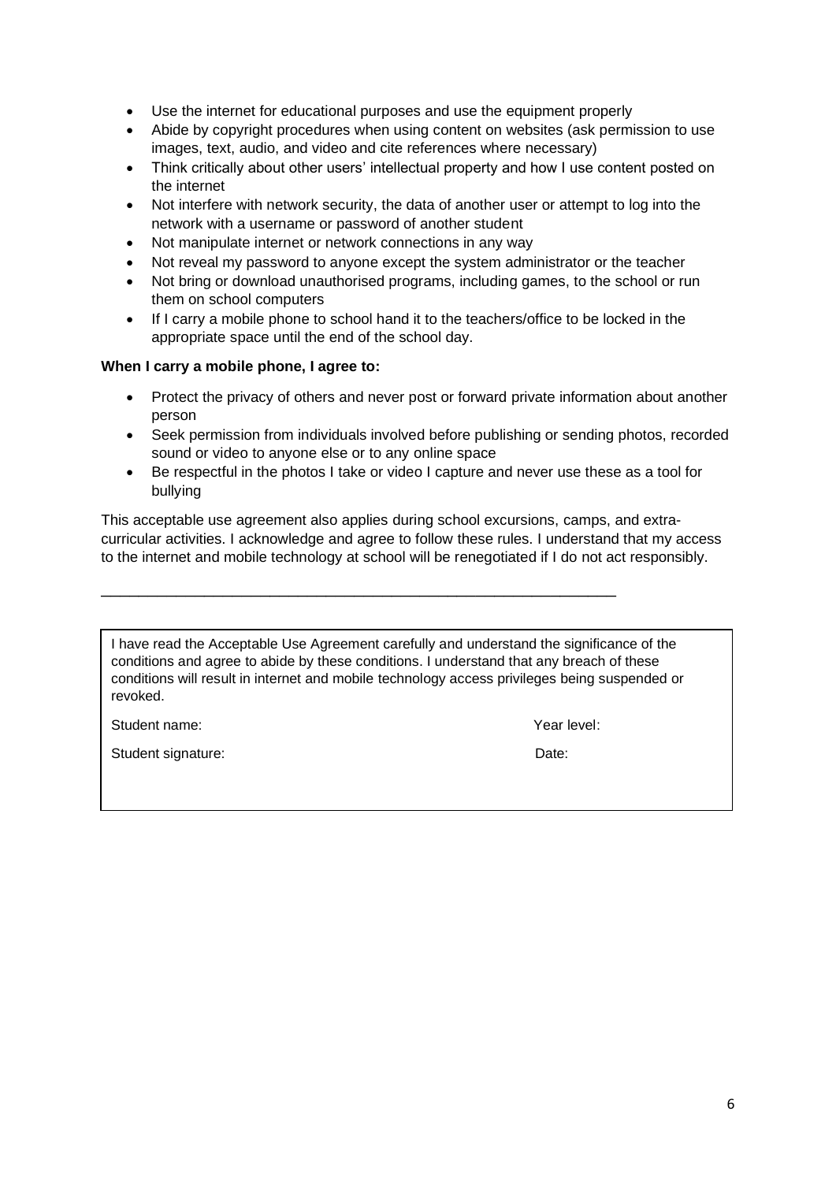- Use the internet for educational purposes and use the equipment properly
- Abide by copyright procedures when using content on websites (ask permission to use images, text, audio, and video and cite references where necessary)
- Think critically about other users' intellectual property and how I use content posted on the internet
- Not interfere with network security, the data of another user or attempt to log into the network with a username or password of another student
- Not manipulate internet or network connections in any way
- Not reveal my password to anyone except the system administrator or the teacher
- Not bring or download unauthorised programs, including games, to the school or run them on school computers
- If I carry a mobile phone to school hand it to the teachers/office to be locked in the appropriate space until the end of the school day.

**When I carry a mobile phone, I agree to:**

- Protect the privacy of others and never post or forward private information about another person
- Seek permission from individuals involved before publishing or sending photos, recorded sound or video to anyone else or to any online space
- Be respectful in the photos I take or video I capture and never use these as a tool for bullying

This acceptable use agreement also applies during school excursions, camps, and extra-curricular activities. I acknowledge and agree to follow these rules. I understand that my access to the internet and mobile technology at school will be renegotiated if I do not act responsibly.

---

I have read the Acceptable Use Agreement carefully and understand the significance of the conditions and agree to abide by these conditions. I understand that any breach of these conditions will result in internet and mobile technology access privileges being suspended or revoked.

Student name: Year level:

Student signature: Date: